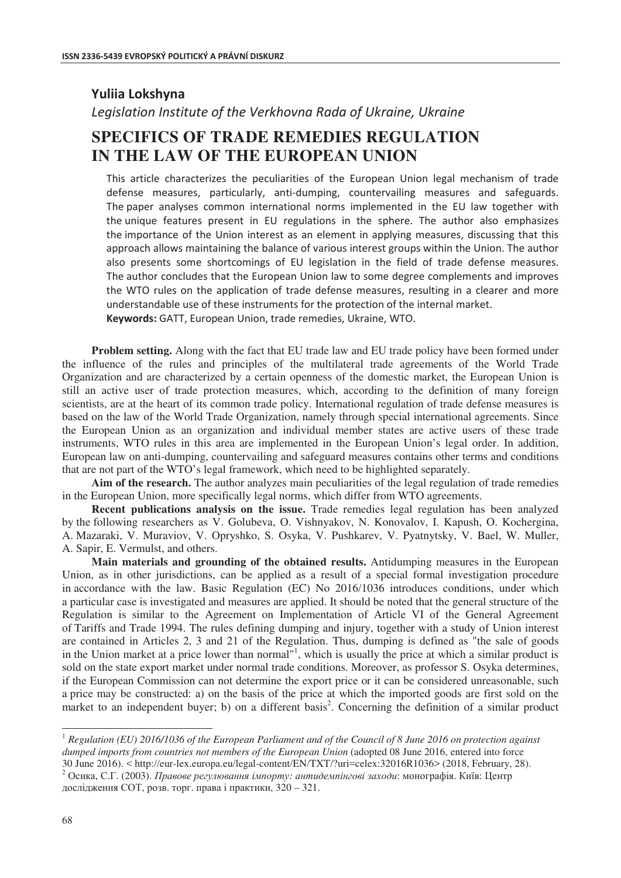**Yuliia Lokshyna**

*Legislation Institute of the Verkhovna Rada of Ukraine, Ukraine*

# SPECIFICS OF TRADE REMEDIES REGULATION IN THE LAW OF THE EUROPEAN UNION

This article characterizes the peculiarities of the European Union legal mechanism of trade defense measures, particularly, anti-dumping, countervailing measures and safeguards. The paper analyses common international norms implemented in the EU law together with the unique features present in EU regulations in the sphere. The author also emphasizes the importance of the Union interest as an element in applying measures, discussing that this approach allows maintaining the balance of various interest groups within the Union. The author also presents some shortcomings of EU legislation in the field of trade defense measures. The author concludes that the European Union law to some degree complements and improves the WTO rules on the application of trade defense measures, resulting in a clearer and more understandable use of these instruments for the protection of the internal market.

**Keywords:** GATT, European Union, trade remedies, Ukraine, WTO.

**Problem setting.** Along with the fact that EU trade law and EU trade policy have been formed under the influence of the rules and principles of the multilateral trade agreements of the World Trade Organization and are characterized by a certain openness of the domestic market, the European Union is still an active user of trade protection measures, which, according to the definition of many foreign scientists, are at the heart of its common trade policy. International regulation of trade defense measures is based on the law of the World Trade Organization, namely through special international agreements. Since the European Union as an organization and individual member states are active users of these trade instruments, WTO rules in this area are implemented in the European Union's legal order. In addition, European law on anti-dumping, countervailing and safeguard measures contains other terms and conditions that are not part of the WTO's legal framework, which need to be highlighted separately.

**Aim of the research.** The author analyzes main peculiarities of the legal regulation of trade remedies in the European Union, more specifically legal norms, which differ from WTO agreements.

**Recent publications analysis on the issue.** Trade remedies legal regulation has been analyzed by the following researchers as V. Golubeva, O. Vishnyakov, N. Konovalov, I. Kapush, O. Kochergina, A. Mazaraki, V. Muraviov, V. Opryshko, S. Osyka, V. Pushkarev, V. Pyatnytsky, V. Bael, W. Muller, A. Sapir, E. Vermulst, and others.

**Main materials and grounding of the obtained results.** Antidumping measures in the European Union, as in other jurisdictions, can be applied as a result of a special formal investigation procedure in accordance with the law. Basic Regulation (EC) No 2016/1036 introduces conditions, under which a particular case is investigated and measures are applied. It should be noted that the general structure of the Regulation is similar to the Agreement on Implementation of Article VI of the General Agreement of Tariffs and Trade 1994. The rules defining dumping and injury, together with a study of Union interest are contained in Articles 2, 3 and 21 of the Regulation. Thus, dumping is defined as "the sale of goods in the Union market at a price lower than normal"[1], which is usually the price at which a similar product is sold on the state export market under normal trade conditions. Moreover, as professor S. Osyka determines, if the European Commission can not determine the export price or it can be considered unreasonable, such a price may be constructed: a) on the basis of the price at which the imported goods are first sold on the market to an independent buyer; b) on a different basis[2]. Concerning the definition of a similar product

---

[1] *Regulation (EU) 2016/1036 of the European Parliament and of the Council of 8 June 2016 on protection against dumped imports from countries not members of the European Union* (adopted 08 June 2016, entered into force 30 June 2016). < http://eur-lex.europa.eu/legal-content/EN/TXT/?uri=celex:32016R1036> (2018, February, 28).

[2] Осика, С.Г. (2003). *Правове регулювання імпорту: антидемпінгові заходи*: монографія. Київ: Центр дослідження СОТ, розв. торг. права і практики, 320 – 321.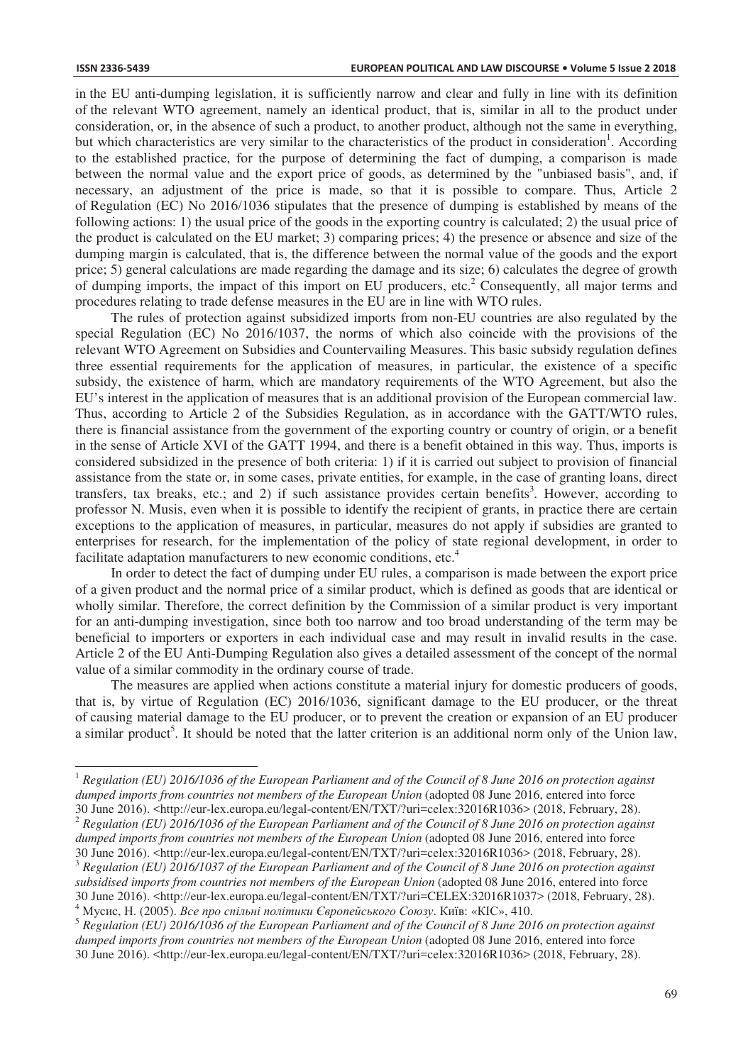in the EU anti-dumping legislation, it is sufficiently narrow and clear and fully in line with its definition of the relevant WTO agreement, namely an identical product, that is, similar in all to the product under consideration, or, in the absence of such a product, to another product, although not the same in everything, but which characteristics are very similar to the characteristics of the product in consideration[1]. According to the established practice, for the purpose of determining the fact of dumping, a comparison is made between the normal value and the export price of goods, as determined by the "unbiased basis", and, if necessary, an adjustment of the price is made, so that it is possible to compare. Thus, Article 2 of Regulation (EC) No 2016/1036 stipulates that the presence of dumping is established by means of the following actions: 1) the usual price of the goods in the exporting country is calculated; 2) the usual price of the product is calculated on the EU market; 3) comparing prices; 4) the presence or absence and size of the dumping margin is calculated, that is, the difference between the normal value of the goods and the export price; 5) general calculations are made regarding the damage and its size; 6) calculates the degree of growth of dumping imports, the impact of this import on EU producers, etc.[2] Consequently, all major terms and procedures relating to trade defense measures in the EU are in line with WTO rules.

The rules of protection against subsidized imports from non-EU countries are also regulated by the special Regulation (EC) No 2016/1037, the norms of which also coincide with the provisions of the relevant WTO Agreement on Subsidies and Countervailing Measures. This basic subsidy regulation defines three essential requirements for the application of measures, in particular, the existence of a specific subsidy, the existence of harm, which are mandatory requirements of the WTO Agreement, but also the EU's interest in the application of measures that is an additional provision of the European commercial law. Thus, according to Article 2 of the Subsidies Regulation, as in accordance with the GATT/WTO rules, there is financial assistance from the government of the exporting country or country of origin, or a benefit in the sense of Article XVI of the GATT 1994, and there is a benefit obtained in this way. Thus, imports is considered subsidized in the presence of both criteria: 1) if it is carried out subject to provision of financial assistance from the state or, in some cases, private entities, for example, in the case of granting loans, direct transfers, tax breaks, etc.; and 2) if such assistance provides certain benefits[3]. However, according to professor N. Musis, even when it is possible to identify the recipient of grants, in practice there are certain exceptions to the application of measures, in particular, measures do not apply if subsidies are granted to enterprises for research, for the implementation of the policy of state regional development, in order to facilitate adaptation manufacturers to new economic conditions, etc.[4]

In order to detect the fact of dumping under EU rules, a comparison is made between the export price of a given product and the normal price of a similar product, which is defined as goods that are identical or wholly similar. Therefore, the correct definition by the Commission of a similar product is very important for an anti-dumping investigation, since both too narrow and too broad understanding of the term may be beneficial to importers or exporters in each individual case and may result in invalid results in the case. Article 2 of the EU Anti-Dumping Regulation also gives a detailed assessment of the concept of the normal value of a similar commodity in the ordinary course of trade.

The measures are applied when actions constitute a material injury for domestic producers of goods, that is, by virtue of Regulation (EC) 2016/1036, significant damage to the EU producer, or the threat of causing material damage to the EU producer, or to prevent the creation or expansion of an EU producer a similar product[5]. It should be noted that the latter criterion is an additional norm only of the Union law,

---

[1] *Regulation (EU) 2016/1036 of the European Parliament and of the Council of 8 June 2016 on protection against dumped imports from countries not members of the European Union* (adopted 08 June 2016, entered into force 30 June 2016). <http://eur-lex.europa.eu/legal-content/EN/TXT/?uri=celex:32016R1036> (2018, February, 28).

[2] *Regulation (EU) 2016/1036 of the European Parliament and of the Council of 8 June 2016 on protection against dumped imports from countries not members of the European Union* (adopted 08 June 2016, entered into force 30 June 2016). <http://eur-lex.europa.eu/legal-content/EN/TXT/?uri=celex:32016R1036> (2018, February, 28).

[3] *Regulation (EU) 2016/1037 of the European Parliament and of the Council of 8 June 2016 on protection against subsidised imports from countries not members of the European Union* (adopted 08 June 2016, entered into force 30 June 2016). <http://eur-lex.europa.eu/legal-content/EN/TXT/?uri=CELEX:32016R1037> (2018, February, 28).

[4] Мусис, Н. (2005). *Все про спільні політики Європейського Союзу*. Київ: «КІС», 410.

[5] *Regulation (EU) 2016/1036 of the European Parliament and of the Council of 8 June 2016 on protection against dumped imports from countries not members of the European Union* (adopted 08 June 2016, entered into force 30 June 2016). <http://eur-lex.europa.eu/legal-content/EN/TXT/?uri=celex:32016R1036> (2018, February, 28).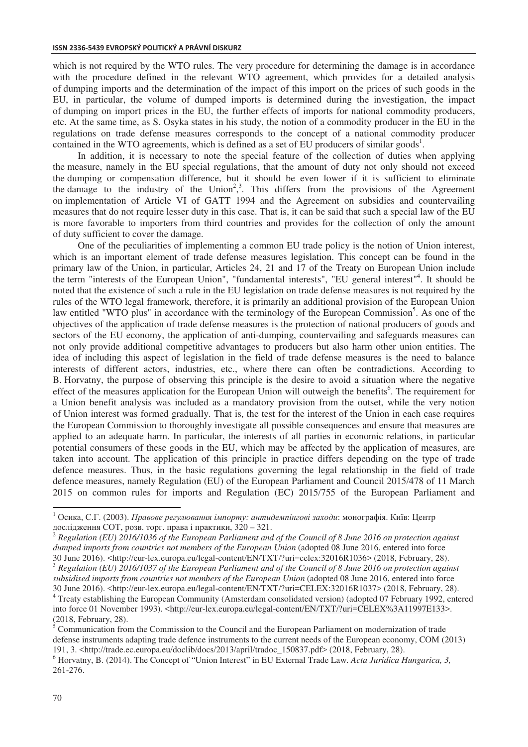which is not required by the WTO rules. The very procedure for determining the damage is in accordance with the procedure defined in the relevant WTO agreement, which provides for a detailed analysis of dumping imports and the determination of the impact of this import on the prices of such goods in the EU, in particular, the volume of dumped imports is determined during the investigation, the impact of dumping on import prices in the EU, the further effects of imports for national commodity producers, etc. At the same time, as S. Osyka states in his study, the notion of a commodity producer in the EU in the regulations on trade defense measures corresponds to the concept of a national commodity producer contained in the WTO agreements, which is defined as a set of EU producers of similar goods[1].

In addition, it is necessary to note the special feature of the collection of duties when applying the measure, namely in the EU special regulations, that the amount of duty not only should not exceed the dumping or compensation difference, but it should be even lower if it is sufficient to eliminate the damage to the industry of the Union[2],[3]. This differs from the provisions of the Agreement on implementation of Article VI of GATT 1994 and the Agreement on subsidies and countervailing measures that do not require lesser duty in this case. That is, it can be said that such a special law of the EU is more favorable to importers from third countries and provides for the collection of only the amount of duty sufficient to cover the damage.

One of the peculiarities of implementing a common EU trade policy is the notion of Union interest, which is an important element of trade defense measures legislation. This concept can be found in the primary law of the Union, in particular, Articles 24, 21 and 17 of the Treaty on European Union include the term "interests of the European Union", "fundamental interests", "EU general interest"[4]. It should be noted that the existence of such a rule in the EU legislation on trade defense measures is not required by the rules of the WTO legal framework, therefore, it is primarily an additional provision of the European Union law entitled "WTO plus" in accordance with the terminology of the European Commission[5]. As one of the objectives of the application of trade defense measures is the protection of national producers of goods and sectors of the EU economy, the application of anti-dumping, countervailing and safeguards measures can not only provide additional competitive advantages to producers but also harm other union entities. The idea of including this aspect of legislation in the field of trade defense measures is the need to balance interests of different actors, industries, etc., where there can often be contradictions. According to B. Horvatny, the purpose of observing this principle is the desire to avoid a situation where the negative effect of the measures application for the European Union will outweigh the benefits[6]. The requirement for a Union benefit analysis was included as a mandatory provision from the outset, while the very notion of Union interest was formed gradually. That is, the test for the interest of the Union in each case requires the European Commission to thoroughly investigate all possible consequences and ensure that measures are applied to an adequate harm. In particular, the interests of all parties in economic relations, in particular potential consumers of these goods in the EU, which may be affected by the application of measures, are taken into account. The application of this principle in practice differs depending on the type of trade defence measures. Thus, in the basic regulations governing the legal relationship in the field of trade defence measures, namely Regulation (EU) of the European Parliament and Council 2015/478 of 11 March 2015 on common rules for imports and Regulation (EC) 2015/755 of the European Parliament and

---

[1] Осика, С.Г. (2003). *Правове регулювання імпорту: антидемпінгові заходи*: монографія. Київ: Центр дослідження СОТ, розв. торг. права і практики, 320 – 321.

[2] *Regulation (EU) 2016/1036 of the European Parliament and of the Council of 8 June 2016 on protection against dumped imports from countries not members of the European Union* (adopted 08 June 2016, entered into force 30 June 2016). <http://eur-lex.europa.eu/legal-content/EN/TXT/?uri=celex:32016R1036> (2018, February, 28).

[3] *Regulation (EU) 2016/1037 of the European Parliament and of the Council of 8 June 2016 on protection against subsidised imports from countries not members of the European Union* (adopted 08 June 2016, entered into force 30 June 2016). <http://eur-lex.europa.eu/legal-content/EN/TXT/?uri=CELEX:32016R1037> (2018, February, 28).

[4] Treaty establishing the European Community (Amsterdam consolidated version) (adopted 07 February 1992, entered into force 01 November 1993). <http://eur-lex.europa.eu/legal-content/EN/TXT/?uri=CELEX%3A11997E133>. (2018, February, 28).

[5] Communication from the Commission to the Council and the European Parliament on modernization of trade defense instruments adapting trade defence instruments to the current needs of the European economy, COM (2013) 191, 3. <http://trade.ec.europa.eu/doclib/docs/2013/april/tradoc_150837.pdf> (2018, February, 28).

[6] Horvatny, B. (2014). The Concept of "Union Interest" in EU External Trade Law. *Acta Juridica Hungarica, 3,* 261-276.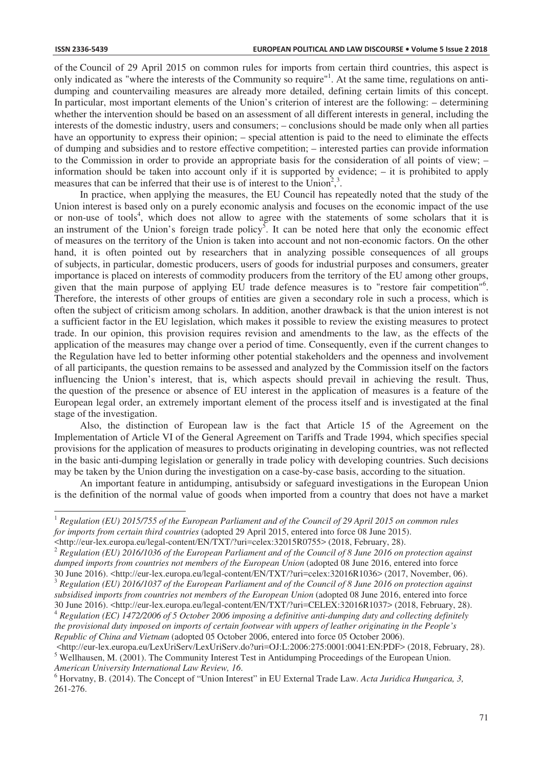of the Council of 29 April 2015 on common rules for imports from certain third countries, this aspect is only indicated as "where the interests of the Community so require"[1]. At the same time, regulations on anti-dumping and countervailing measures are already more detailed, defining certain limits of this concept. In particular, most important elements of the Union's criterion of interest are the following: – determining whether the intervention should be based on an assessment of all different interests in general, including the interests of the domestic industry, users and consumers; – conclusions should be made only when all parties have an opportunity to express their opinion; – special attention is paid to the need to eliminate the effects of dumping and subsidies and to restore effective competition; – interested parties can provide information to the Commission in order to provide an appropriate basis for the consideration of all points of view; – information should be taken into account only if it is supported by evidence; – it is prohibited to apply measures that can be inferred that their use is of interest to the Union[2],[3].

In practice, when applying the measures, the EU Council has repeatedly noted that the study of the Union interest is based only on a purely economic analysis and focuses on the economic impact of the use or non-use of tools[4], which does not allow to agree with the statements of some scholars that it is an instrument of the Union's foreign trade policy[5]. It can be noted here that only the economic effect of measures on the territory of the Union is taken into account and not non-economic factors. On the other hand, it is often pointed out by researchers that in analyzing possible consequences of all groups of subjects, in particular, domestic producers, users of goods for industrial purposes and consumers, greater importance is placed on interests of commodity producers from the territory of the EU among other groups, given that the main purpose of applying EU trade defence measures is to "restore fair competition"[6]. Therefore, the interests of other groups of entities are given a secondary role in such a process, which is often the subject of criticism among scholars. In addition, another drawback is that the union interest is not a sufficient factor in the EU legislation, which makes it possible to review the existing measures to protect trade. In our opinion, this provision requires revision and amendments to the law, as the effects of the application of the measures may change over a period of time. Consequently, even if the current changes to the Regulation have led to better informing other potential stakeholders and the openness and involvement of all participants, the question remains to be assessed and analyzed by the Commission itself on the factors influencing the Union's interest, that is, which aspects should prevail in achieving the result. Thus, the question of the presence or absence of EU interest in the application of measures is a feature of the European legal order, an extremely important element of the process itself and is investigated at the final stage of the investigation.

Also, the distinction of European law is the fact that Article 15 of the Agreement on the Implementation of Article VI of the General Agreement on Tariffs and Trade 1994, which specifies special provisions for the application of measures to products originating in developing countries, was not reflected in the basic anti-dumping legislation or generally in trade policy with developing countries. Such decisions may be taken by the Union during the investigation on a case-by-case basis, according to the situation.

An important feature in antidumping, antisubsidy or safeguard investigations in the European Union is the definition of the normal value of goods when imported from a country that does not have a market

---

[1] *Regulation (EU) 2015/755 of the European Parliament and of the Council of 29 April 2015 on common rules for imports from certain third countries* (adopted 29 April 2015, entered into force 08 June 2015). <http://eur-lex.europa.eu/legal-content/EN/TXT/?uri=celex:32015R0755> (2018, February, 28).

[2] *Regulation (EU) 2016/1036 of the European Parliament and of the Council of 8 June 2016 on protection against dumped imports from countries not members of the European Union* (adopted 08 June 2016, entered into force 30 June 2016). <http://eur-lex.europa.eu/legal-content/EN/TXT/?uri=celex:32016R1036> (2017, November, 06).

[3] *Regulation (EU) 2016/1037 of the European Parliament and of the Council of 8 June 2016 on protection against subsidised imports from countries not members of the European Union* (adopted 08 June 2016, entered into force 30 June 2016). <http://eur-lex.europa.eu/legal-content/EN/TXT/?uri=CELEX:32016R1037> (2018, February, 28).

[4] *Regulation (EC) 1472/2006 of 5 October 2006 imposing a definitive anti-dumping duty and collecting definitely the provisional duty imposed on imports of certain footwear with uppers of leather originating in the People's Republic of China and Vietnam* (adopted 05 October 2006, entered into force 05 October 2006). <http://eur-lex.europa.eu/LexUriServ/LexUriServ.do?uri=OJ:L:2006:275:0001:0041:EN:PDF> (2018, February, 28).

[5] Wellhausen, M. (2001). The Community Interest Test in Antidumping Proceedings of the European Union. *American University International Law Review, 16*.

[6] Horvatny, B. (2014). The Concept of "Union Interest" in EU External Trade Law. *Acta Juridica Hungarica, 3,* 261-276.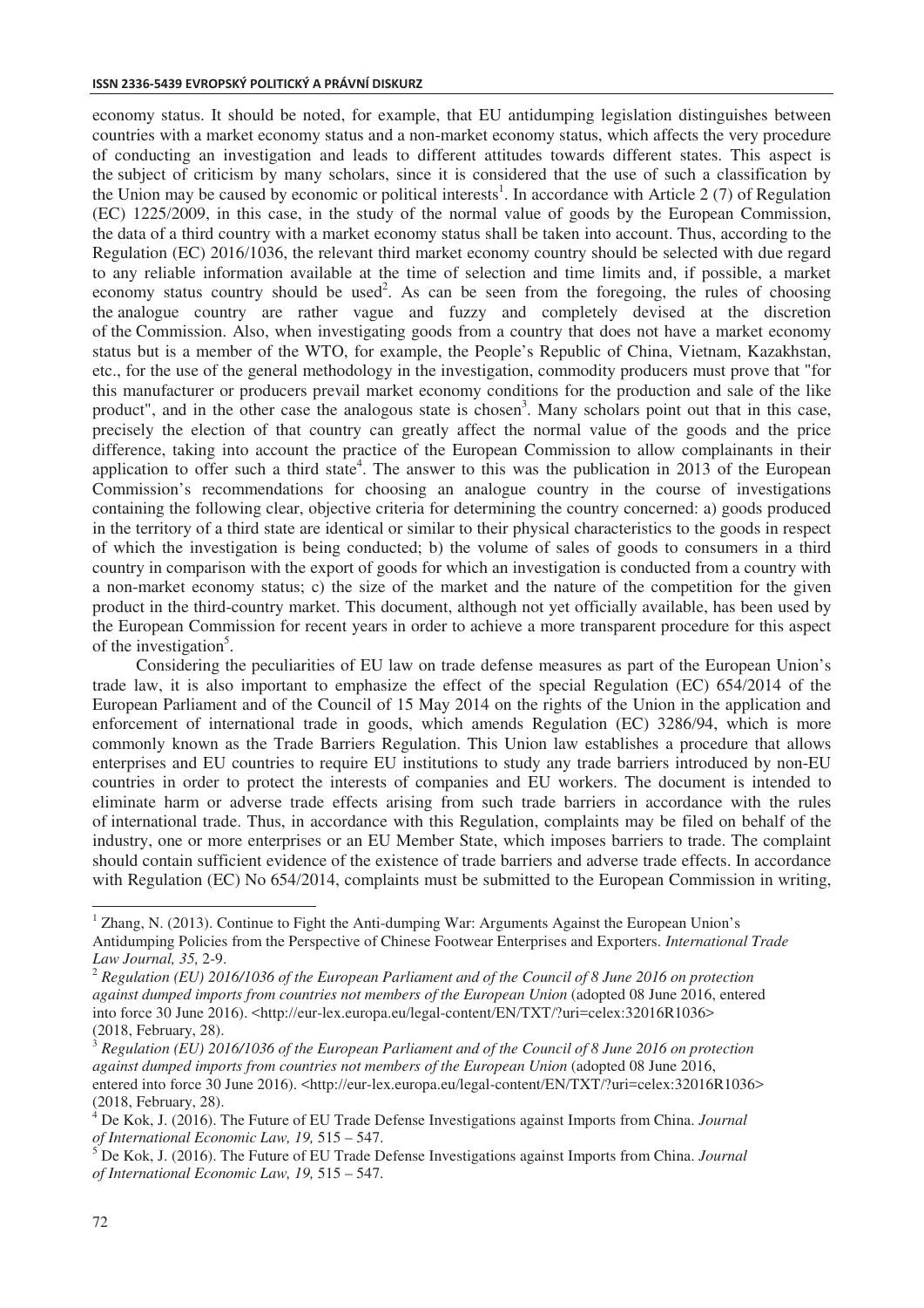economy status. It should be noted, for example, that EU antidumping legislation distinguishes between countries with a market economy status and a non-market economy status, which affects the very procedure of conducting an investigation and leads to different attitudes towards different states. This aspect is the subject of criticism by many scholars, since it is considered that the use of such a classification by the Union may be caused by economic or political interests[1]. In accordance with Article 2 (7) of Regulation (EC) 1225/2009, in this case, in the study of the normal value of goods by the European Commission, the data of a third country with a market economy status shall be taken into account. Thus, according to the Regulation (EC) 2016/1036, the relevant third market economy country should be selected with due regard to any reliable information available at the time of selection and time limits and, if possible, a market economy status country should be used[2]. As can be seen from the foregoing, the rules of choosing the analogue country are rather vague and fuzzy and completely devised at the discretion of the Commission. Also, when investigating goods from a country that does not have a market economy status but is a member of the WTO, for example, the People's Republic of China, Vietnam, Kazakhstan, etc., for the use of the general methodology in the investigation, commodity producers must prove that "for this manufacturer or producers prevail market economy conditions for the production and sale of the like product", and in the other case the analogous state is chosen[3]. Many scholars point out that in this case, precisely the election of that country can greatly affect the normal value of the goods and the price difference, taking into account the practice of the European Commission to allow complainants in their application to offer such a third state[4]. The answer to this was the publication in 2013 of the European Commission's recommendations for choosing an analogue country in the course of investigations containing the following clear, objective criteria for determining the country concerned: a) goods produced in the territory of a third state are identical or similar to their physical characteristics to the goods in respect of which the investigation is being conducted; b) the volume of sales of goods to consumers in a third country in comparison with the export of goods for which an investigation is conducted from a country with a non-market economy status; c) the size of the market and the nature of the competition for the given product in the third-country market. This document, although not yet officially available, has been used by the European Commission for recent years in order to achieve a more transparent procedure for this aspect of the investigation[5].

Considering the peculiarities of EU law on trade defense measures as part of the European Union's trade law, it is also important to emphasize the effect of the special Regulation (EC) 654/2014 of the European Parliament and of the Council of 15 May 2014 on the rights of the Union in the application and enforcement of international trade in goods, which amends Regulation (EC) 3286/94, which is more commonly known as the Trade Barriers Regulation. This Union law establishes a procedure that allows enterprises and EU countries to require EU institutions to study any trade barriers introduced by non-EU countries in order to protect the interests of companies and EU workers. The document is intended to eliminate harm or adverse trade effects arising from such trade barriers in accordance with the rules of international trade. Thus, in accordance with this Regulation, complaints may be filed on behalf of the industry, one or more enterprises or an EU Member State, which imposes barriers to trade. The complaint should contain sufficient evidence of the existence of trade barriers and adverse trade effects. In accordance with Regulation (EC) No 654/2014, complaints must be submitted to the European Commission in writing,

---

[1] Zhang, N. (2013). Continue to Fight the Anti-dumping War: Arguments Against the European Union's Antidumping Policies from the Perspective of Chinese Footwear Enterprises and Exporters. *International Trade Law Journal, 35,* 2-9.

[2] *Regulation (EU) 2016/1036 of the European Parliament and of the Council of 8 June 2016 on protection against dumped imports from countries not members of the European Union* (adopted 08 June 2016, entered into force 30 June 2016). <http://eur-lex.europa.eu/legal-content/EN/TXT/?uri=celex:32016R1036> (2018, February, 28).

[3] *Regulation (EU) 2016/1036 of the European Parliament and of the Council of 8 June 2016 on protection against dumped imports from countries not members of the European Union* (adopted 08 June 2016, entered into force 30 June 2016). <http://eur-lex.europa.eu/legal-content/EN/TXT/?uri=celex:32016R1036> (2018, February, 28).

[4] De Kok, J. (2016). The Future of EU Trade Defense Investigations against Imports from China. *Journal of International Economic Law, 19,* 515 – 547.

[5] De Kok, J. (2016). The Future of EU Trade Defense Investigations against Imports from China. *Journal of International Economic Law, 19,* 515 – 547.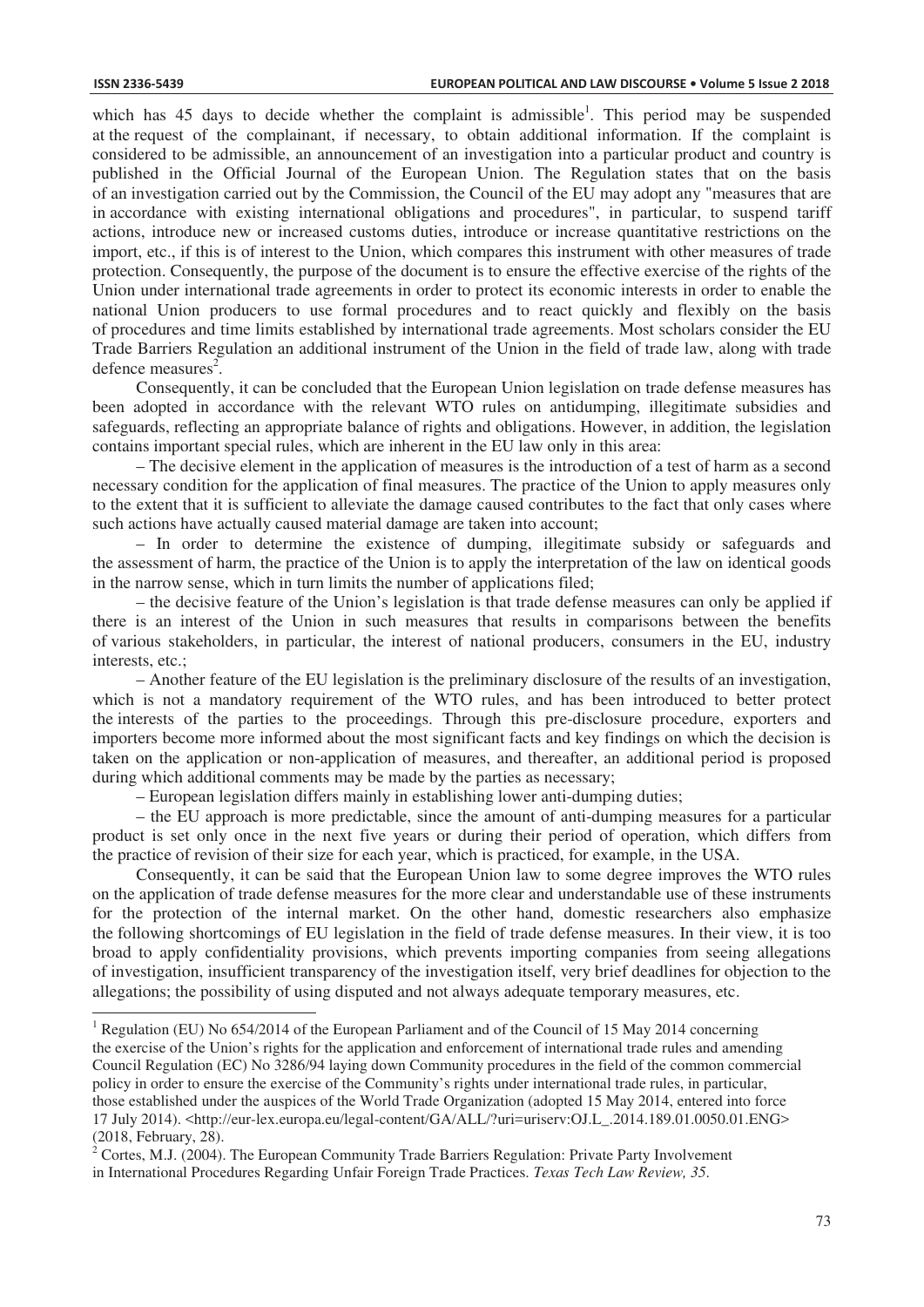which has 45 days to decide whether the complaint is admissible[1]. This period may be suspended at the request of the complainant, if necessary, to obtain additional information. If the complaint is considered to be admissible, an announcement of an investigation into a particular product and country is published in the Official Journal of the European Union. The Regulation states that on the basis of an investigation carried out by the Commission, the Council of the EU may adopt any "measures that are in accordance with existing international obligations and procedures", in particular, to suspend tariff actions, introduce new or increased customs duties, introduce or increase quantitative restrictions on the import, etc., if this is of interest to the Union, which compares this instrument with other measures of trade protection. Consequently, the purpose of the document is to ensure the effective exercise of the rights of the Union under international trade agreements in order to protect its economic interests in order to enable the national Union producers to use formal procedures and to react quickly and flexibly on the basis of procedures and time limits established by international trade agreements. Most scholars consider the EU Trade Barriers Regulation an additional instrument of the Union in the field of trade law, along with trade defence measures[2].

Consequently, it can be concluded that the European Union legislation on trade defense measures has been adopted in accordance with the relevant WTO rules on antidumping, illegitimate subsidies and safeguards, reflecting an appropriate balance of rights and obligations. However, in addition, the legislation contains important special rules, which are inherent in the EU law only in this area:

– The decisive element in the application of measures is the introduction of a test of harm as a second necessary condition for the application of final measures. The practice of the Union to apply measures only to the extent that it is sufficient to alleviate the damage caused contributes to the fact that only cases where such actions have actually caused material damage are taken into account;

– In order to determine the existence of dumping, illegitimate subsidy or safeguards and the assessment of harm, the practice of the Union is to apply the interpretation of the law on identical goods in the narrow sense, which in turn limits the number of applications filed;

– the decisive feature of the Union's legislation is that trade defense measures can only be applied if there is an interest of the Union in such measures that results in comparisons between the benefits of various stakeholders, in particular, the interest of national producers, consumers in the EU, industry interests, etc.;

– Another feature of the EU legislation is the preliminary disclosure of the results of an investigation, which is not a mandatory requirement of the WTO rules, and has been introduced to better protect the interests of the parties to the proceedings. Through this pre-disclosure procedure, exporters and importers become more informed about the most significant facts and key findings on which the decision is taken on the application or non-application of measures, and thereafter, an additional period is proposed during which additional comments may be made by the parties as necessary;

– European legislation differs mainly in establishing lower anti-dumping duties;

– the EU approach is more predictable, since the amount of anti-dumping measures for a particular product is set only once in the next five years or during their period of operation, which differs from the practice of revision of their size for each year, which is practiced, for example, in the USA.

Consequently, it can be said that the European Union law to some degree improves the WTO rules on the application of trade defense measures for the more clear and understandable use of these instruments for the protection of the internal market. On the other hand, domestic researchers also emphasize the following shortcomings of EU legislation in the field of trade defense measures. In their view, it is too broad to apply confidentiality provisions, which prevents importing companies from seeing allegations of investigation, insufficient transparency of the investigation itself, very brief deadlines for objection to the allegations; the possibility of using disputed and not always adequate temporary measures, etc.

---

[1] Regulation (EU) No 654/2014 of the European Parliament and of the Council of 15 May 2014 concerning the exercise of the Union's rights for the application and enforcement of international trade rules and amending Council Regulation (EC) No 3286/94 laying down Community procedures in the field of the common commercial policy in order to ensure the exercise of the Community's rights under international trade rules, in particular, those established under the auspices of the World Trade Organization (adopted 15 May 2014, entered into force 17 July 2014). <http://eur-lex.europa.eu/legal-content/GA/ALL/?uri=uriserv:OJ.L_.2014.189.01.0050.01.ENG> (2018, February, 28).

[2] Cortes, M.J. (2004). The European Community Trade Barriers Regulation: Private Party Involvement in International Procedures Regarding Unfair Foreign Trade Practices. *Texas Tech Law Review, 35*.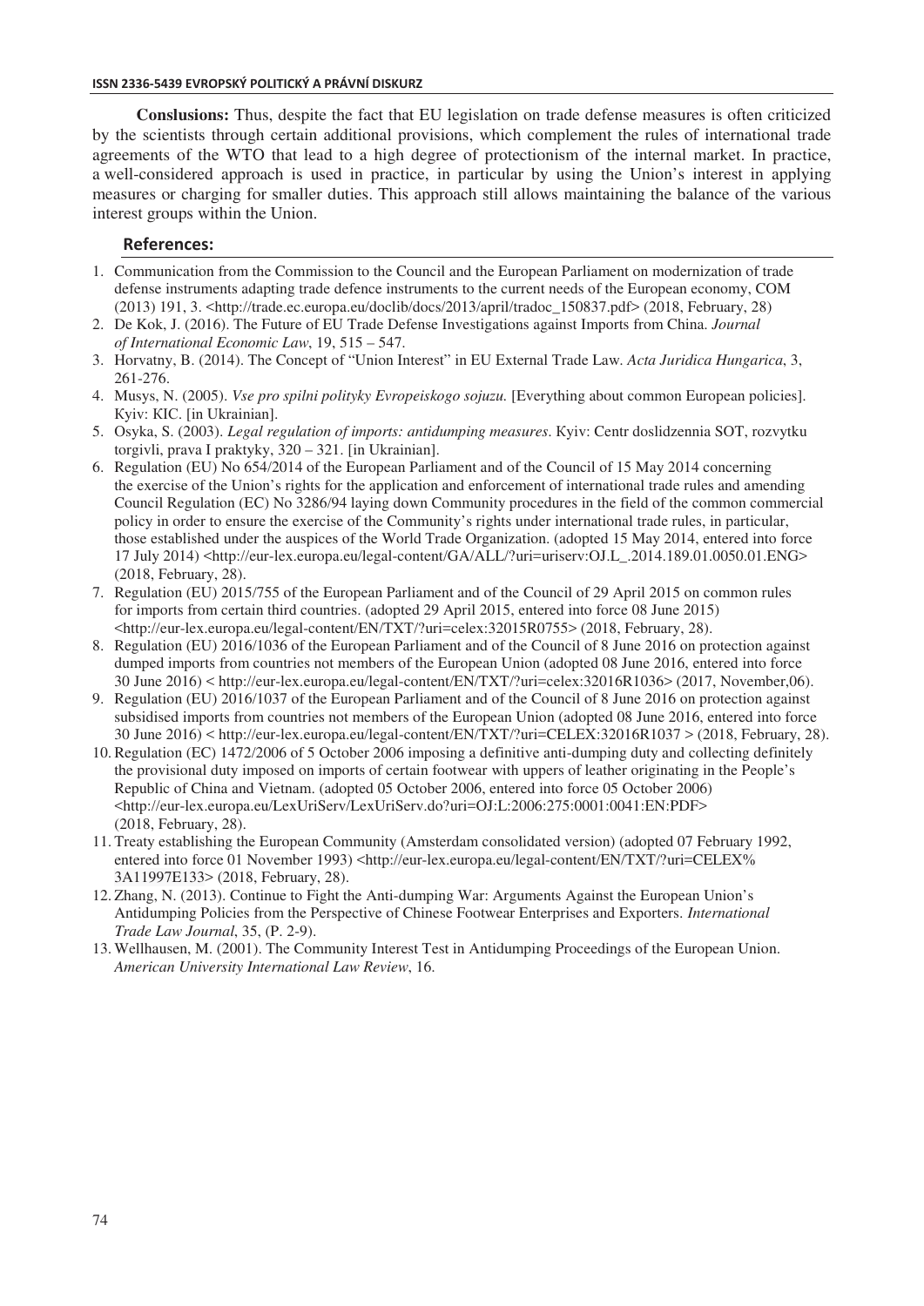**Conslusions:** Thus, despite the fact that EU legislation on trade defense measures is often criticized by the scientists through certain additional provisions, which complement the rules of international trade agreements of the WTO that lead to a high degree of protectionism of the internal market. In practice, a well-considered approach is used in practice, in particular by using the Union's interest in applying measures or charging for smaller duties. This approach still allows maintaining the balance of the various interest groups within the Union.

## References:

1. Communication from the Commission to the Council and the European Parliament on modernization of trade defense instruments adapting trade defence instruments to the current needs of the European economy, COM (2013) 191, 3. <http://trade.ec.europa.eu/doclib/docs/2013/april/tradoc_150837.pdf> (2018, February, 28)
2. De Kok, J. (2016). The Future of EU Trade Defense Investigations against Imports from China. *Journal of International Economic Law*, 19, 515 – 547.
3. Horvatny, B. (2014). The Concept of "Union Interest" in EU External Trade Law. *Acta Juridica Hungarica*, 3, 261-276.
4. Musys, N. (2005). *Vse pro spilni polityky Evropeiskogo sojuzu.* [Everything about common European policies]. Kyiv: KIC. [in Ukrainian].
5. Osyka, S. (2003). *Legal regulation of imports: antidumping measures*. Kyiv: Centr doslidzennia SOT, rozvytku torgivli, prava I praktyky, 320 – 321. [in Ukrainian].
6. Regulation (EU) No 654/2014 of the European Parliament and of the Council of 15 May 2014 concerning the exercise of the Union's rights for the application and enforcement of international trade rules and amending Council Regulation (EC) No 3286/94 laying down Community procedures in the field of the common commercial policy in order to ensure the exercise of the Community's rights under international trade rules, in particular, those established under the auspices of the World Trade Organization. (adopted 15 May 2014, entered into force 17 July 2014) <http://eur-lex.europa.eu/legal-content/GA/ALL/?uri=uriserv:OJ.L_.2014.189.01.0050.01.ENG> (2018, February, 28).
7. Regulation (EU) 2015/755 of the European Parliament and of the Council of 29 April 2015 on common rules for imports from certain third countries. (adopted 29 April 2015, entered into force 08 June 2015) <http://eur-lex.europa.eu/legal-content/EN/TXT/?uri=celex:32015R0755> (2018, February, 28).
8. Regulation (EU) 2016/1036 of the European Parliament and of the Council of 8 June 2016 on protection against dumped imports from countries not members of the European Union (adopted 08 June 2016, entered into force 30 June 2016) < http://eur-lex.europa.eu/legal-content/EN/TXT/?uri=celex:32016R1036> (2017, November,06).
9. Regulation (EU) 2016/1037 of the European Parliament and of the Council of 8 June 2016 on protection against subsidised imports from countries not members of the European Union (adopted 08 June 2016, entered into force 30 June 2016) < http://eur-lex.europa.eu/legal-content/EN/TXT/?uri=CELEX:32016R1037 > (2018, February, 28).
10. Regulation (EC) 1472/2006 of 5 October 2006 imposing a definitive anti-dumping duty and collecting definitely the provisional duty imposed on imports of certain footwear with uppers of leather originating in the People's Republic of China and Vietnam. (adopted 05 October 2006, entered into force 05 October 2006) <http://eur-lex.europa.eu/LexUriServ/LexUriServ.do?uri=OJ:L:2006:275:0001:0041:EN:PDF> (2018, February, 28).
11. Treaty establishing the European Community (Amsterdam consolidated version) (adopted 07 February 1992, entered into force 01 November 1993) <http://eur-lex.europa.eu/legal-content/EN/TXT/?uri=CELEX%3A11997E133> (2018, February, 28).
12. Zhang, N. (2013). Continue to Fight the Anti-dumping War: Arguments Against the European Union's Antidumping Policies from the Perspective of Chinese Footwear Enterprises and Exporters. *International Trade Law Journal*, 35, (P. 2-9).
13. Wellhausen, M. (2001). The Community Interest Test in Antidumping Proceedings of the European Union. *American University International Law Review*, 16.